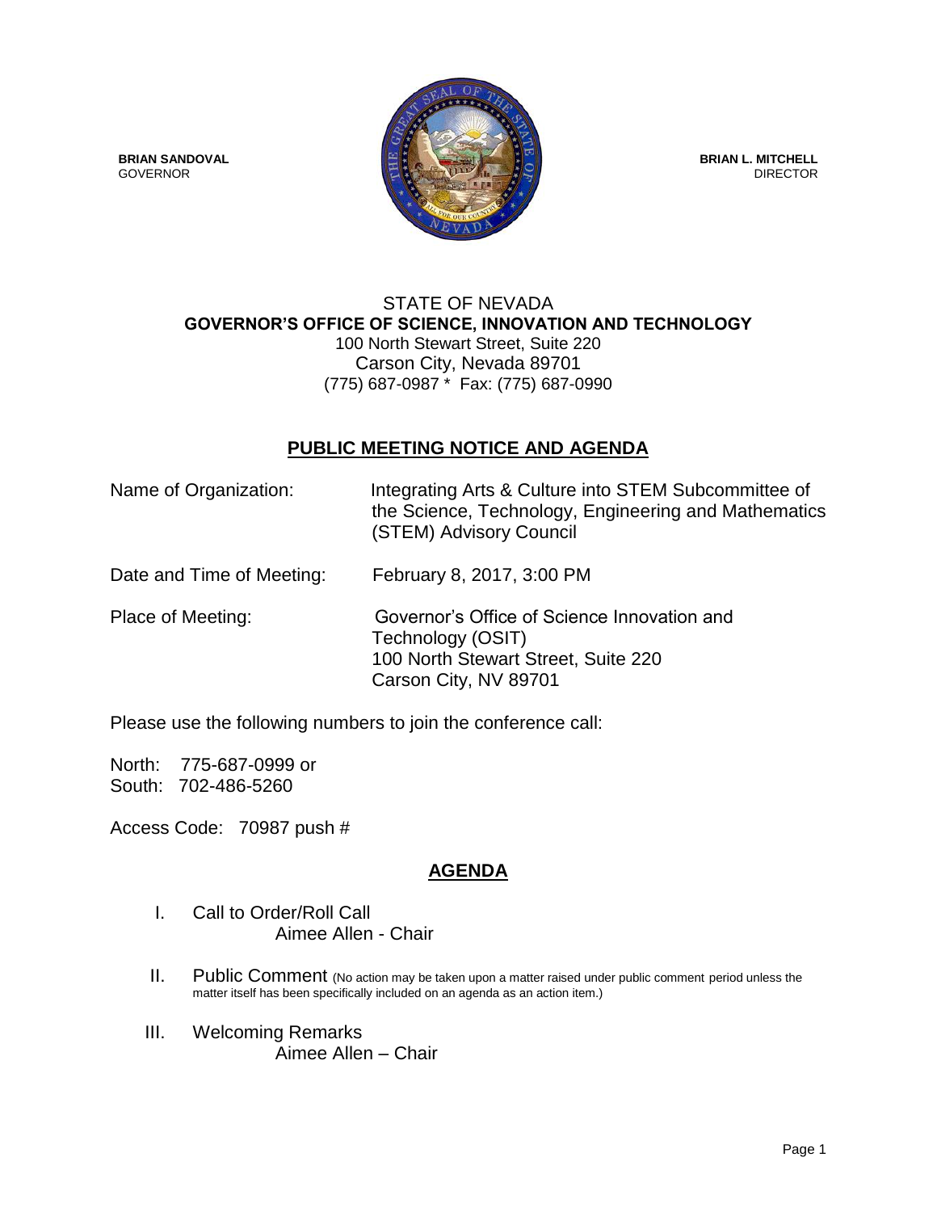**BRIAN SANDOVAL**
GOVERNOR

**BRIAN L. MITCHELL**
DIRECTOR

STATE OF NEVADA
**GOVERNOR'S OFFICE OF SCIENCE, INNOVATION AND TECHNOLOGY**
100 North Stewart Street, Suite 220
Carson City, Nevada 89701
(775) 687-0987 * Fax: (775) 687-0990

## PUBLIC MEETING NOTICE AND AGENDA

Name of Organization: Integrating Arts & Culture into STEM Subcommittee of the Science, Technology, Engineering and Mathematics (STEM) Advisory Council

Date and Time of Meeting: February 8, 2017, 3:00 PM

Place of Meeting: Governor's Office of Science Innovation and Technology (OSIT)
100 North Stewart Street, Suite 220
Carson City, NV 89701

Please use the following numbers to join the conference call:

North: 775-687-0999 or
South: 702-486-5260

Access Code: 70987 push #

## AGENDA

I. Call to Order/Roll Call
Aimee Allen - Chair

II. Public Comment (No action may be taken upon a matter raised under public comment period unless the matter itself has been specifically included on an agenda as an action item.)

III. Welcoming Remarks
Aimee Allen – Chair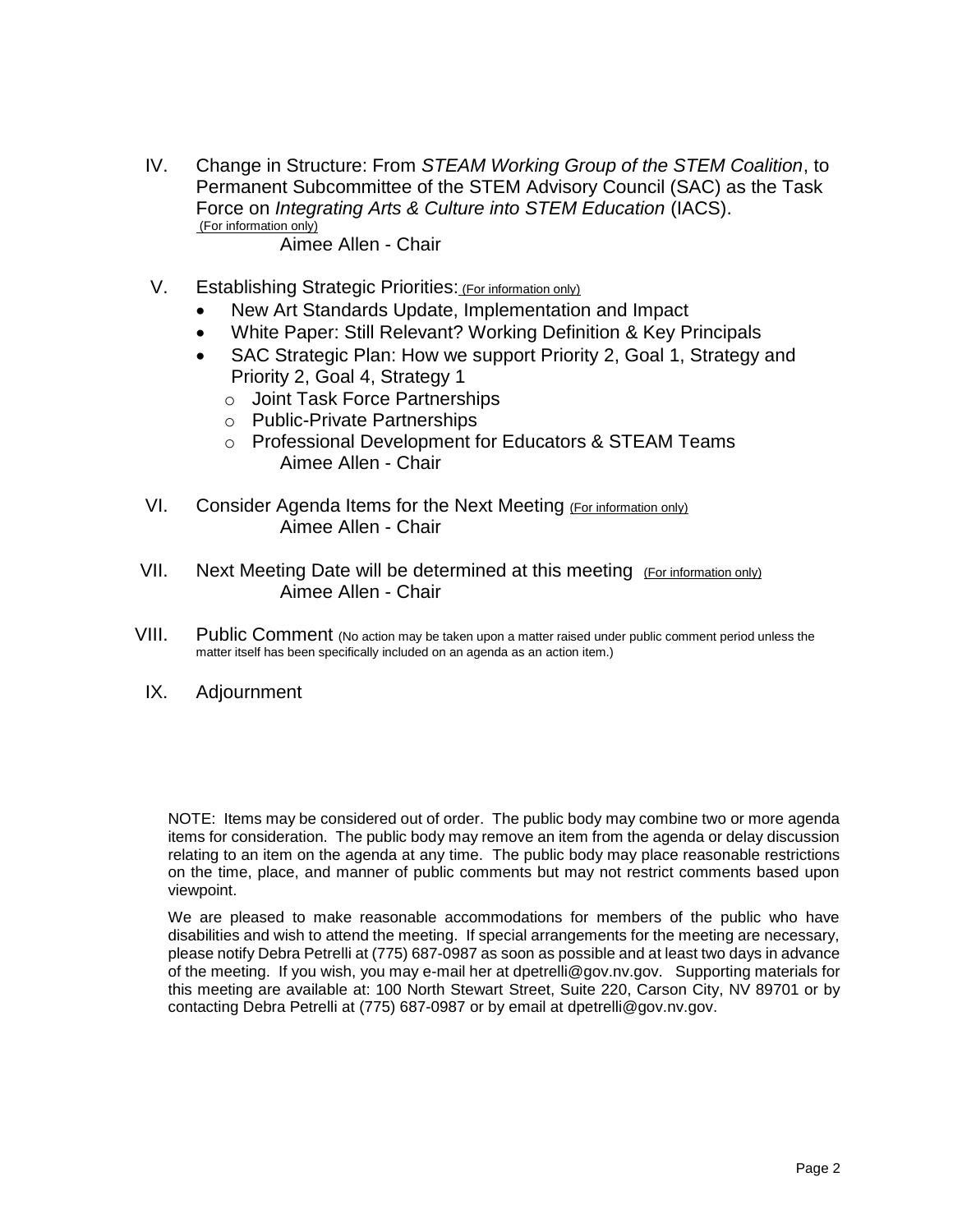IV. Change in Structure: From *STEAM Working Group of the STEM Coalition*, to Permanent Subcommittee of the STEM Advisory Council (SAC) as the Task Force on *Integrating Arts & Culture into STEM Education* (IACS). (For information only)
    Aimee Allen - Chair

V. Establishing Strategic Priorities: (For information only)
   - New Art Standards Update, Implementation and Impact
   - White Paper: Still Relevant? Working Definition & Key Principals
   - SAC Strategic Plan: How we support Priority 2, Goal 1, Strategy and Priority 2, Goal 4, Strategy 1
     - Joint Task Force Partnerships
     - Public-Private Partnerships
     - Professional Development for Educators & STEAM Teams

   Aimee Allen - Chair

VI. Consider Agenda Items for the Next Meeting (For information only)
    Aimee Allen - Chair

VII. Next Meeting Date will be determined at this meeting (For information only)
     Aimee Allen - Chair

VIII. Public Comment (No action may be taken upon a matter raised under public comment period unless the matter itself has been specifically included on an agenda as an action item.)

IX. Adjournment

NOTE: Items may be considered out of order. The public body may combine two or more agenda items for consideration. The public body may remove an item from the agenda or delay discussion relating to an item on the agenda at any time. The public body may place reasonable restrictions on the time, place, and manner of public comments but may not restrict comments based upon viewpoint.

We are pleased to make reasonable accommodations for members of the public who have disabilities and wish to attend the meeting. If special arrangements for the meeting are necessary, please notify Debra Petrelli at (775) 687-0987 as soon as possible and at least two days in advance of the meeting. If you wish, you may e-mail her at dpetrelli@gov.nv.gov. Supporting materials for this meeting are available at: 100 North Stewart Street, Suite 220, Carson City, NV 89701 or by contacting Debra Petrelli at (775) 687-0987 or by email at dpetrelli@gov.nv.gov.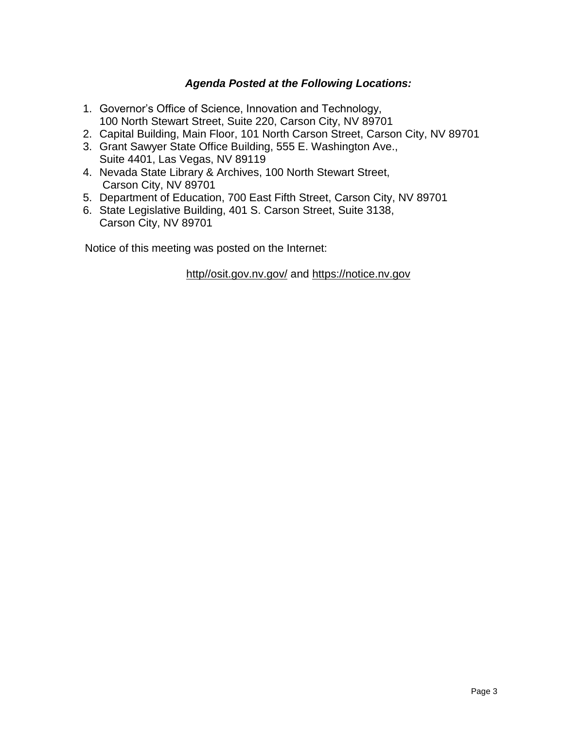***Agenda Posted at the Following Locations:***

1. Governor's Office of Science, Innovation and Technology,
   100 North Stewart Street, Suite 220, Carson City, NV 89701
2. Capital Building, Main Floor, 101 North Carson Street, Carson City, NV 89701
3. Grant Sawyer State Office Building, 555 E. Washington Ave.,
   Suite 4401, Las Vegas, NV 89119
4. Nevada State Library & Archives, 100 North Stewart Street,
   Carson City, NV 89701
5. Department of Education, 700 East Fifth Street, Carson City, NV 89701
6. State Legislative Building, 401 S. Carson Street, Suite 3138,
   Carson City, NV 89701

Notice of this meeting was posted on the Internet:

http//osit.gov.nv.gov/ and https://notice.nv.gov